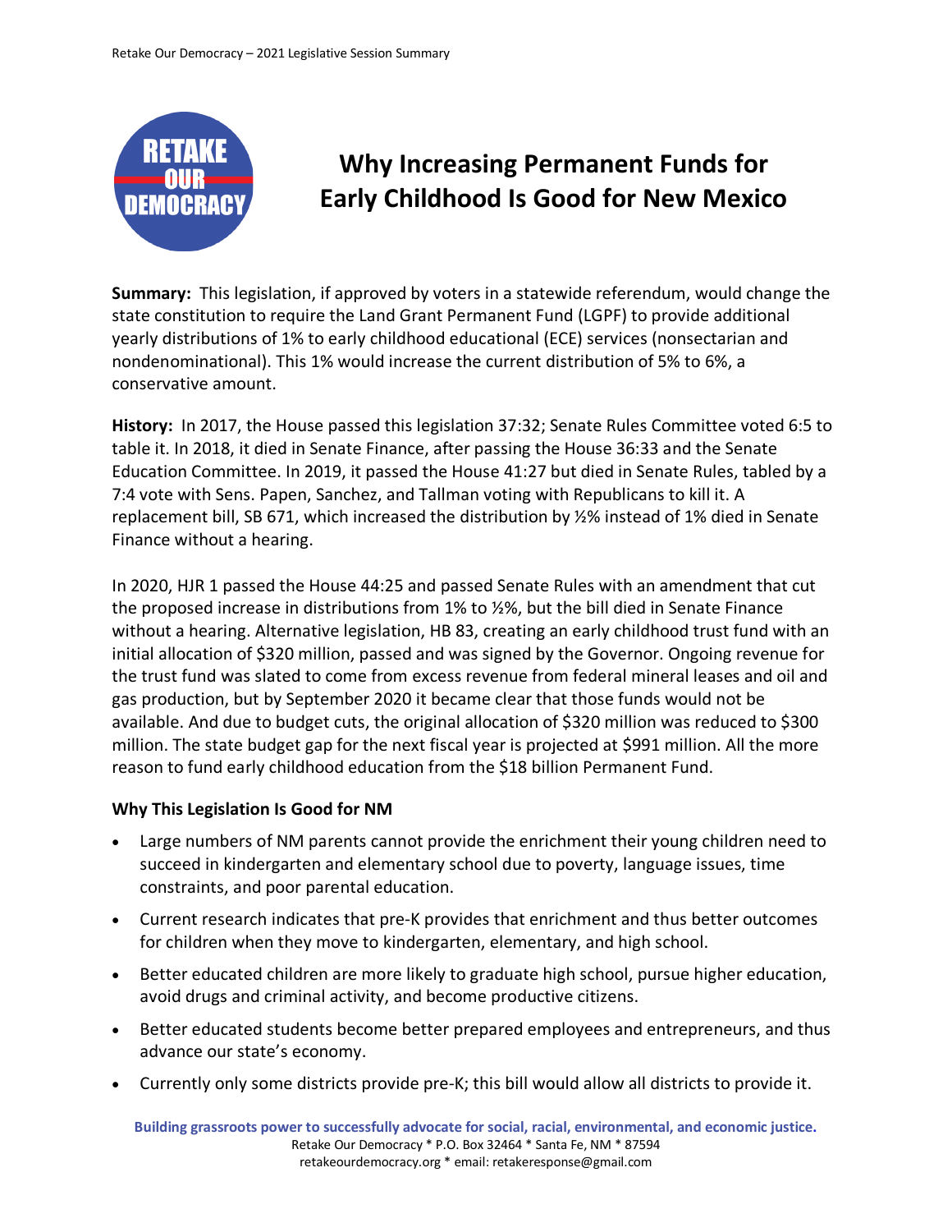# Why Increasing Permanent Funds for Early Childhood Is Good for New Mexico

**Summary:** This legislation, if approved by voters in a statewide referendum, would change the state constitution to require the Land Grant Permanent Fund (LGPF) to provide additional yearly distributions of 1% to early childhood educational (ECE) services (nonsectarian and nondenominational). This 1% would increase the current distribution of 5% to 6%, a conservative amount.

**History:** In 2017, the House passed this legislation 37:32; Senate Rules Committee voted 6:5 to table it. In 2018, it died in Senate Finance, after passing the House 36:33 and the Senate Education Committee. In 2019, it passed the House 41:27 but died in Senate Rules, tabled by a 7:4 vote with Sens. Papen, Sanchez, and Tallman voting with Republicans to kill it. A replacement bill, SB 671, which increased the distribution by ½% instead of 1% died in Senate Finance without a hearing.

In 2020, HJR 1 passed the House 44:25 and passed Senate Rules with an amendment that cut the proposed increase in distributions from 1% to ½%, but the bill died in Senate Finance without a hearing. Alternative legislation, HB 83, creating an early childhood trust fund with an initial allocation of $320 million, passed and was signed by the Governor. Ongoing revenue for the trust fund was slated to come from excess revenue from federal mineral leases and oil and gas production, but by September 2020 it became clear that those funds would not be available. And due to budget cuts, the original allocation of $320 million was reduced to $300 million. The state budget gap for the next fiscal year is projected at $991 million. All the more reason to fund early childhood education from the $18 billion Permanent Fund.

### Why This Legislation Is Good for NM

- Large numbers of NM parents cannot provide the enrichment their young children need to succeed in kindergarten and elementary school due to poverty, language issues, time constraints, and poor parental education.
- Current research indicates that pre-K provides that enrichment and thus better outcomes for children when they move to kindergarten, elementary, and high school.
- Better educated children are more likely to graduate high school, pursue higher education, avoid drugs and criminal activity, and become productive citizens.
- Better educated students become better prepared employees and entrepreneurs, and thus advance our state's economy.
- Currently only some districts provide pre-K; this bill would allow all districts to provide it.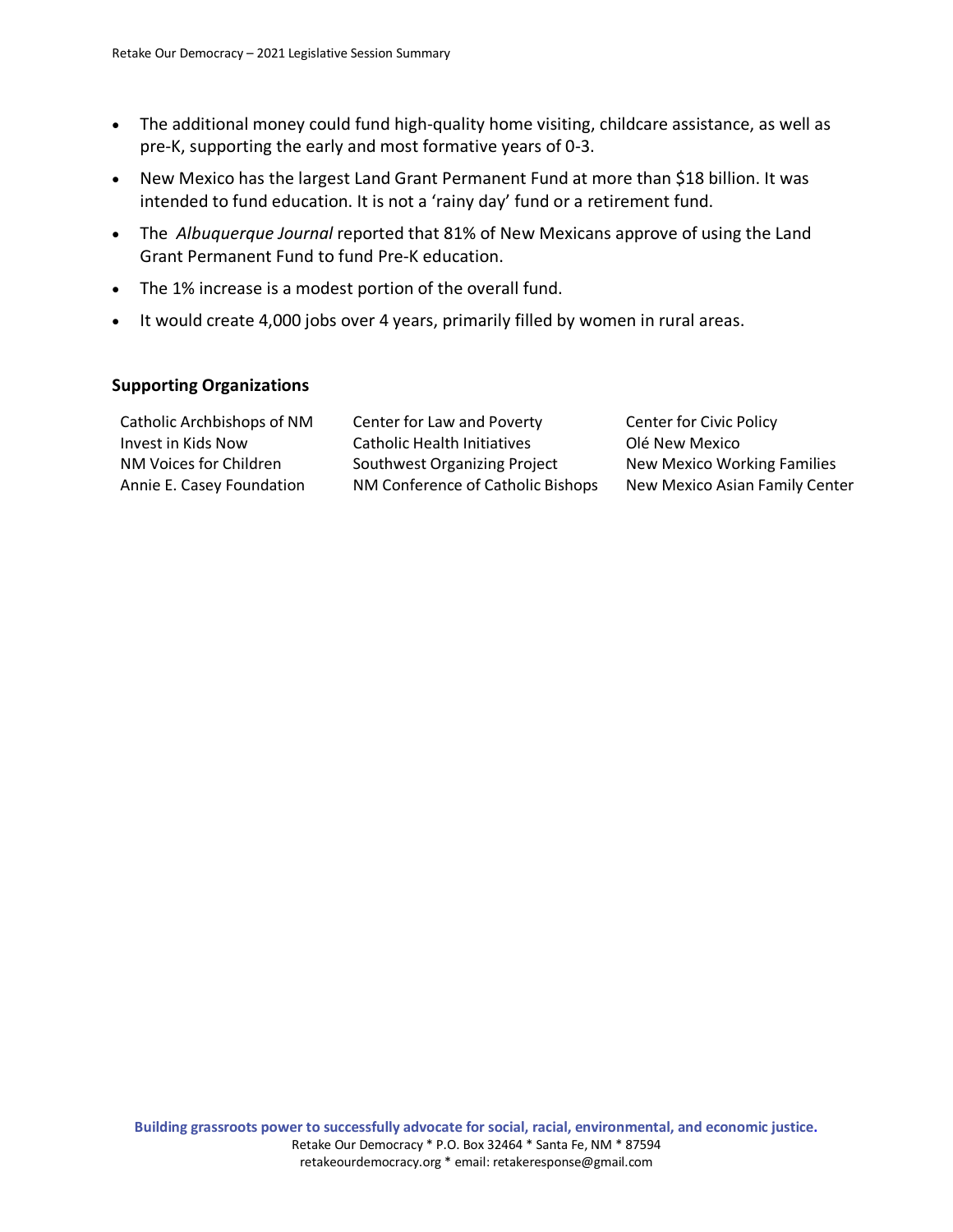- The additional money could fund high-quality home visiting, childcare assistance, as well as pre-K, supporting the early and most formative years of 0-3.
- New Mexico has the largest Land Grant Permanent Fund at more than $18 billion. It was intended to fund education. It is not a 'rainy day' fund or a retirement fund.
- The *Albuquerque Journal* reported that 81% of New Mexicans approve of using the Land Grant Permanent Fund to fund Pre-K education.
- The 1% increase is a modest portion of the overall fund.
- It would create 4,000 jobs over 4 years, primarily filled by women in rural areas.

### Supporting Organizations

| | | |
|---|---|---|
| Catholic Archbishops of NM | Center for Law and Poverty | Center for Civic Policy |
| Invest in Kids Now | Catholic Health Initiatives | Olé New Mexico |
| NM Voices for Children | Southwest Organizing Project | New Mexico Working Families |
| Annie E. Casey Foundation | NM Conference of Catholic Bishops | New Mexico Asian Family Center |

**Building grassroots power to successfully advocate for social, racial, environmental, and economic justice.**

Retake Our Democracy * P.O. Box 32464 * Santa Fe, NM * 87594

retakeourdemocracy.org * email: retakeresponse@gmail.com